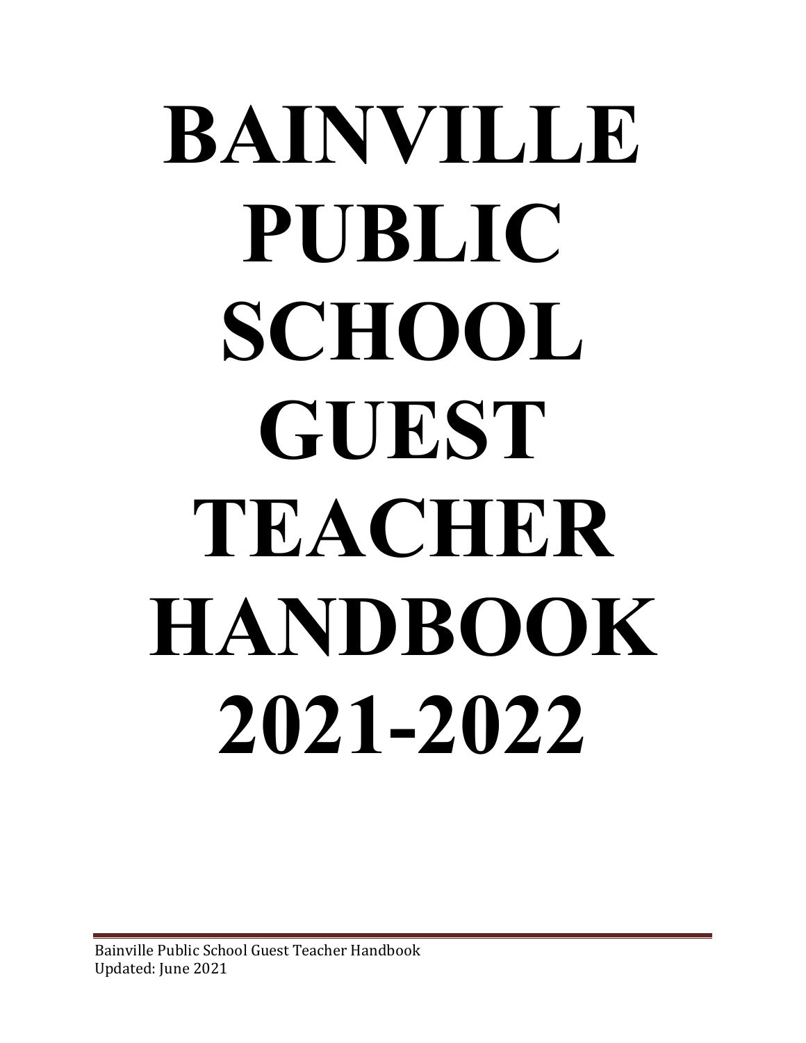# BAINVILLE PUBLIC SCHOOL GUEST TEACHER HANDBOOK 2021-2022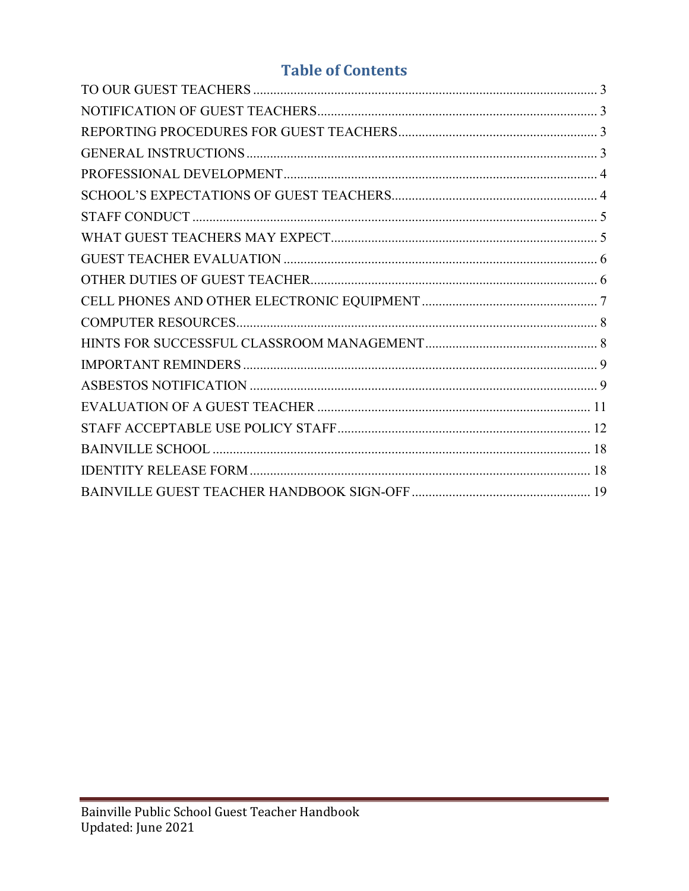## Table of Contents

| | |
|---|---|
| TO OUR GUEST TEACHERS | 3 |
| NOTIFICATION OF GUEST TEACHERS | 3 |
| REPORTING PROCEDURES FOR GUEST TEACHERS | 3 |
| GENERAL INSTRUCTIONS | 3 |
| PROFESSIONAL DEVELOPMENT | 4 |
| SCHOOL'S EXPECTATIONS OF GUEST TEACHERS | 4 |
| STAFF CONDUCT | 5 |
| WHAT GUEST TEACHERS MAY EXPECT | 5 |
| GUEST TEACHER EVALUATION | 6 |
| OTHER DUTIES OF GUEST TEACHER | 6 |
| CELL PHONES AND OTHER ELECTRONIC EQUIPMENT | 7 |
| COMPUTER RESOURCES | 8 |
| HINTS FOR SUCCESSFUL CLASSROOM MANAGEMENT | 8 |
| IMPORTANT REMINDERS | 9 |
| ASBESTOS NOTIFICATION | 9 |
| EVALUATION OF A GUEST TEACHER | 11 |
| STAFF ACCEPTABLE USE POLICY STAFF | 12 |
| BAINVILLE SCHOOL | 18 |
| IDENTITY RELEASE FORM | 18 |
| BAINVILLE GUEST TEACHER HANDBOOK SIGN-OFF | 19 |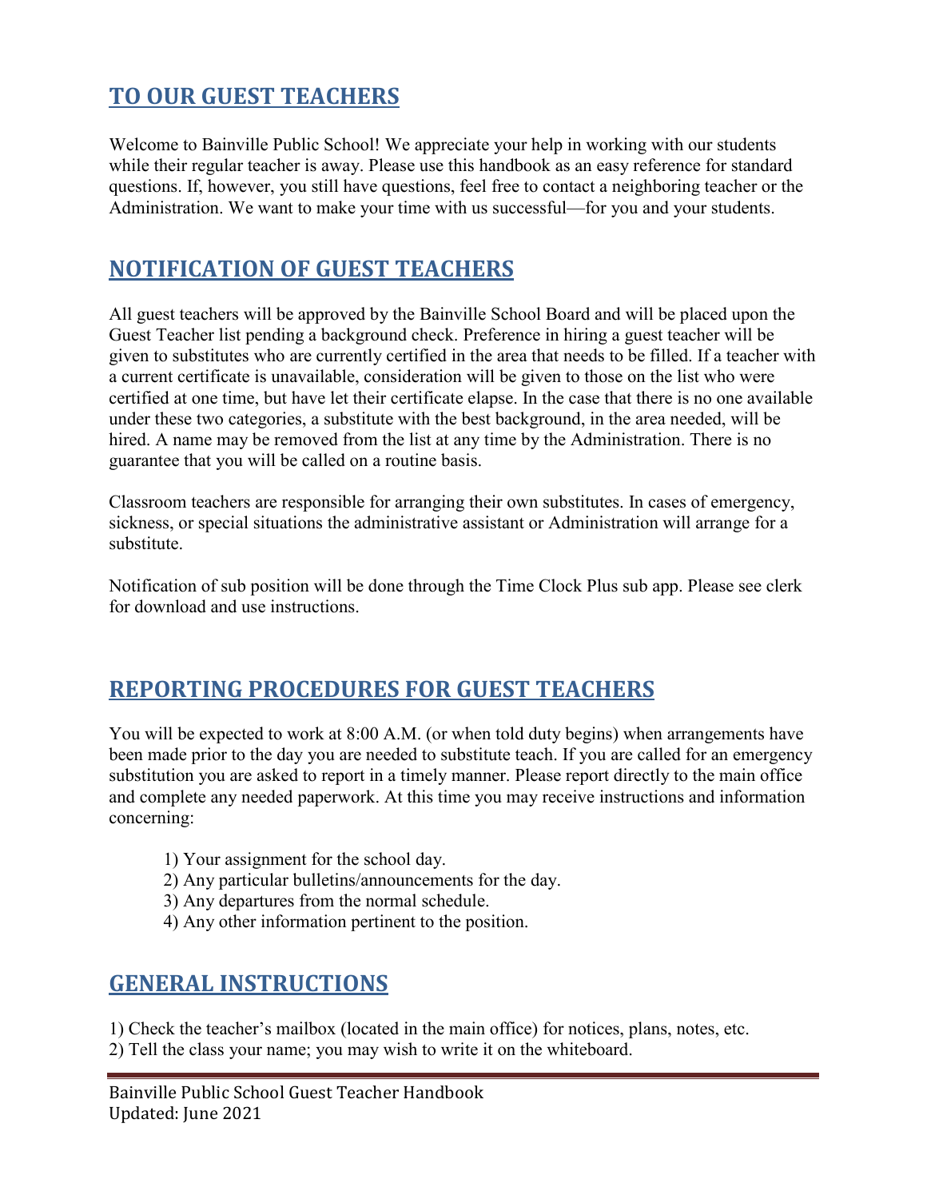## TO OUR GUEST TEACHERS

Welcome to Bainville Public School! We appreciate your help in working with our students while their regular teacher is away. Please use this handbook as an easy reference for standard questions. If, however, you still have questions, feel free to contact a neighboring teacher or the Administration. We want to make your time with us successful—for you and your students.

## NOTIFICATION OF GUEST TEACHERS

All guest teachers will be approved by the Bainville School Board and will be placed upon the Guest Teacher list pending a background check. Preference in hiring a guest teacher will be given to substitutes who are currently certified in the area that needs to be filled. If a teacher with a current certificate is unavailable, consideration will be given to those on the list who were certified at one time, but have let their certificate elapse. In the case that there is no one available under these two categories, a substitute with the best background, in the area needed, will be hired. A name may be removed from the list at any time by the Administration. There is no guarantee that you will be called on a routine basis.

Classroom teachers are responsible for arranging their own substitutes. In cases of emergency, sickness, or special situations the administrative assistant or Administration will arrange for a substitute.

Notification of sub position will be done through the Time Clock Plus sub app. Please see clerk for download and use instructions.

## REPORTING PROCEDURES FOR GUEST TEACHERS

You will be expected to work at 8:00 A.M. (or when told duty begins) when arrangements have been made prior to the day you are needed to substitute teach. If you are called for an emergency substitution you are asked to report in a timely manner. Please report directly to the main office and complete any needed paperwork. At this time you may receive instructions and information concerning:

1) Your assignment for the school day.
2) Any particular bulletins/announcements for the day.
3) Any departures from the normal schedule.
4) Any other information pertinent to the position.

## GENERAL INSTRUCTIONS

1) Check the teacher's mailbox (located in the main office) for notices, plans, notes, etc.
2) Tell the class your name; you may wish to write it on the whiteboard.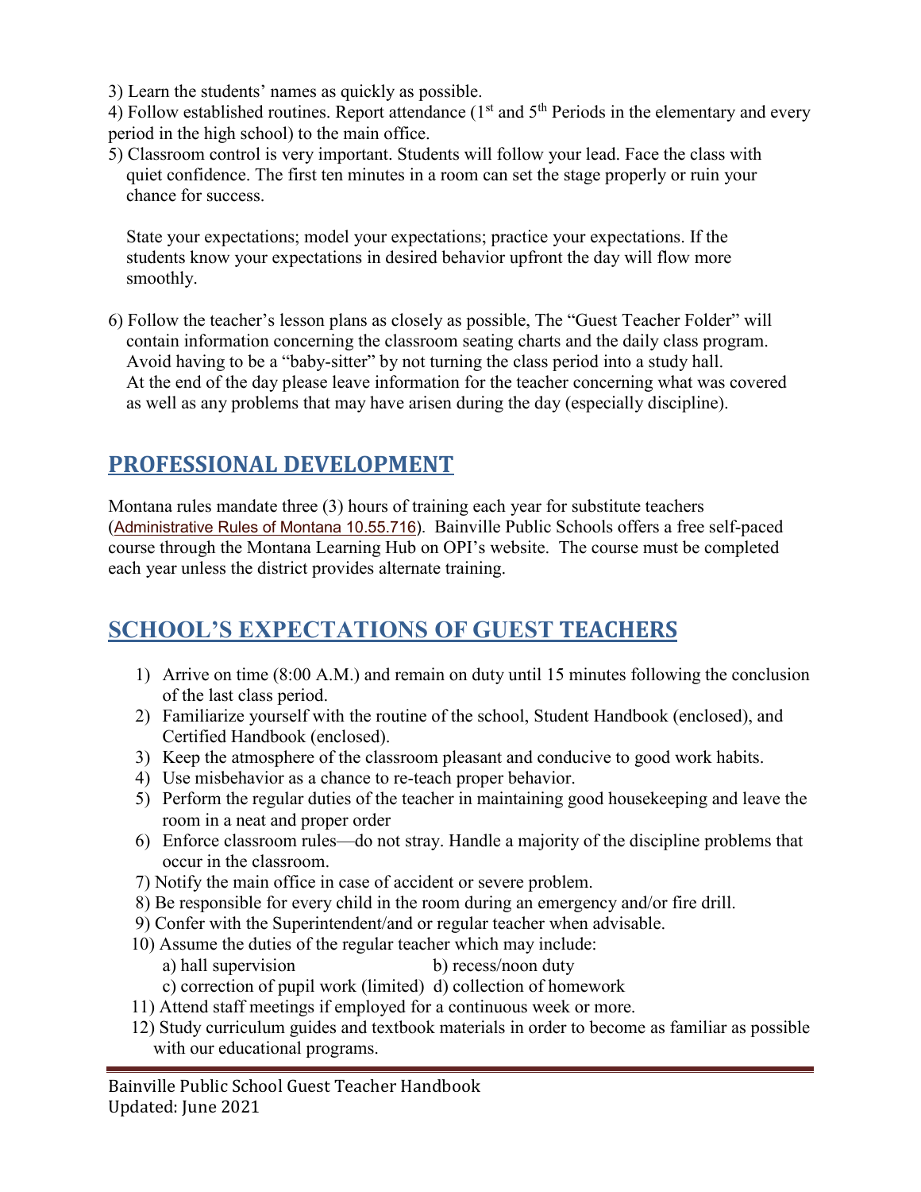3) Learn the students' names as quickly as possible.

4) Follow established routines. Report attendance (1st and 5th Periods in the elementary and every period in the high school) to the main office.

5) Classroom control is very important. Students will follow your lead. Face the class with quiet confidence. The first ten minutes in a room can set the stage properly or ruin your chance for success.

   State your expectations; model your expectations; practice your expectations. If the students know your expectations in desired behavior upfront the day will flow more smoothly.

6) Follow the teacher's lesson plans as closely as possible, The "Guest Teacher Folder" will contain information concerning the classroom seating charts and the daily class program. Avoid having to be a "baby-sitter" by not turning the class period into a study hall. At the end of the day please leave information for the teacher concerning what was covered as well as any problems that may have arisen during the day (especially discipline).

## PROFESSIONAL DEVELOPMENT

Montana rules mandate three (3) hours of training each year for substitute teachers (Administrative Rules of Montana 10.55.716). Bainville Public Schools offers a free self-paced course through the Montana Learning Hub on OPI's website. The course must be completed each year unless the district provides alternate training.

## SCHOOL'S EXPECTATIONS OF GUEST TEACHERS

1) Arrive on time (8:00 A.M.) and remain on duty until 15 minutes following the conclusion of the last class period.
2) Familiarize yourself with the routine of the school, Student Handbook (enclosed), and Certified Handbook (enclosed).
3) Keep the atmosphere of the classroom pleasant and conducive to good work habits.
4) Use misbehavior as a chance to re-teach proper behavior.
5) Perform the regular duties of the teacher in maintaining good housekeeping and leave the room in a neat and proper order
6) Enforce classroom rules—do not stray. Handle a majority of the discipline problems that occur in the classroom.
7) Notify the main office in case of accident or severe problem.
8) Be responsible for every child in the room during an emergency and/or fire drill.
9) Confer with the Superintendent/and or regular teacher when advisable.
10) Assume the duties of the regular teacher which may include:
    a) hall supervision
    b) recess/noon duty
    c) correction of pupil work (limited)
    d) collection of homework
11) Attend staff meetings if employed for a continuous week or more.
12) Study curriculum guides and textbook materials in order to become as familiar as possible with our educational programs.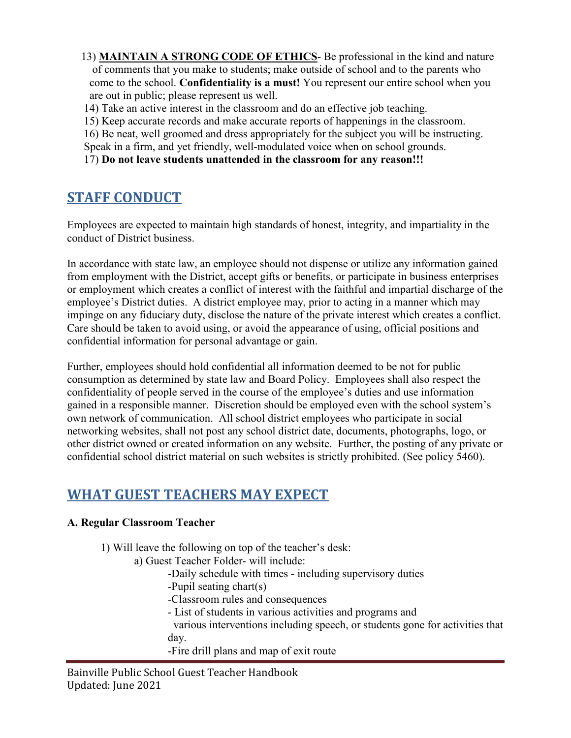13) **<u>MAINTAIN A STRONG CODE OF ETHICS</u>**- Be professional in the kind and nature of comments that you make to students; make outside of school and to the parents who come to the school. **Confidentiality is a must!** You represent our entire school when you are out in public; please represent us well.

14) Take an active interest in the classroom and do an effective job teaching.

15) Keep accurate records and make accurate reports of happenings in the classroom.

16) Be neat, well groomed and dress appropriately for the subject you will be instructing. Speak in a firm, and yet friendly, well-modulated voice when on school grounds.

17) **Do not leave students unattended in the classroom for any reason!!!**

## STAFF CONDUCT

Employees are expected to maintain high standards of honest, integrity, and impartiality in the conduct of District business.

In accordance with state law, an employee should not dispense or utilize any information gained from employment with the District, accept gifts or benefits, or participate in business enterprises or employment which creates a conflict of interest with the faithful and impartial discharge of the employee's District duties. A district employee may, prior to acting in a manner which may impinge on any fiduciary duty, disclose the nature of the private interest which creates a conflict. Care should be taken to avoid using, or avoid the appearance of using, official positions and confidential information for personal advantage or gain.

Further, employees should hold confidential all information deemed to be not for public consumption as determined by state law and Board Policy. Employees shall also respect the confidentiality of people served in the course of the employee's duties and use information gained in a responsible manner. Discretion should be employed even with the school system's own network of communication. All school district employees who participate in social networking websites, shall not post any school district date, documents, photographs, logo, or other district owned or created information on any website. Further, the posting of any private or confidential school district material on such websites is strictly prohibited. (See policy 5460).

## WHAT GUEST TEACHERS MAY EXPECT

**A. Regular Classroom Teacher**

1) Will leave the following on top of the teacher's desk:
   - a) Guest Teacher Folder- will include:
     - -Daily schedule with times - including supervisory duties
     - -Pupil seating chart(s)
     - -Classroom rules and consequences
     - - List of students in various activities and programs and various interventions including speech, or students gone for activities that day.
     - -Fire drill plans and map of exit route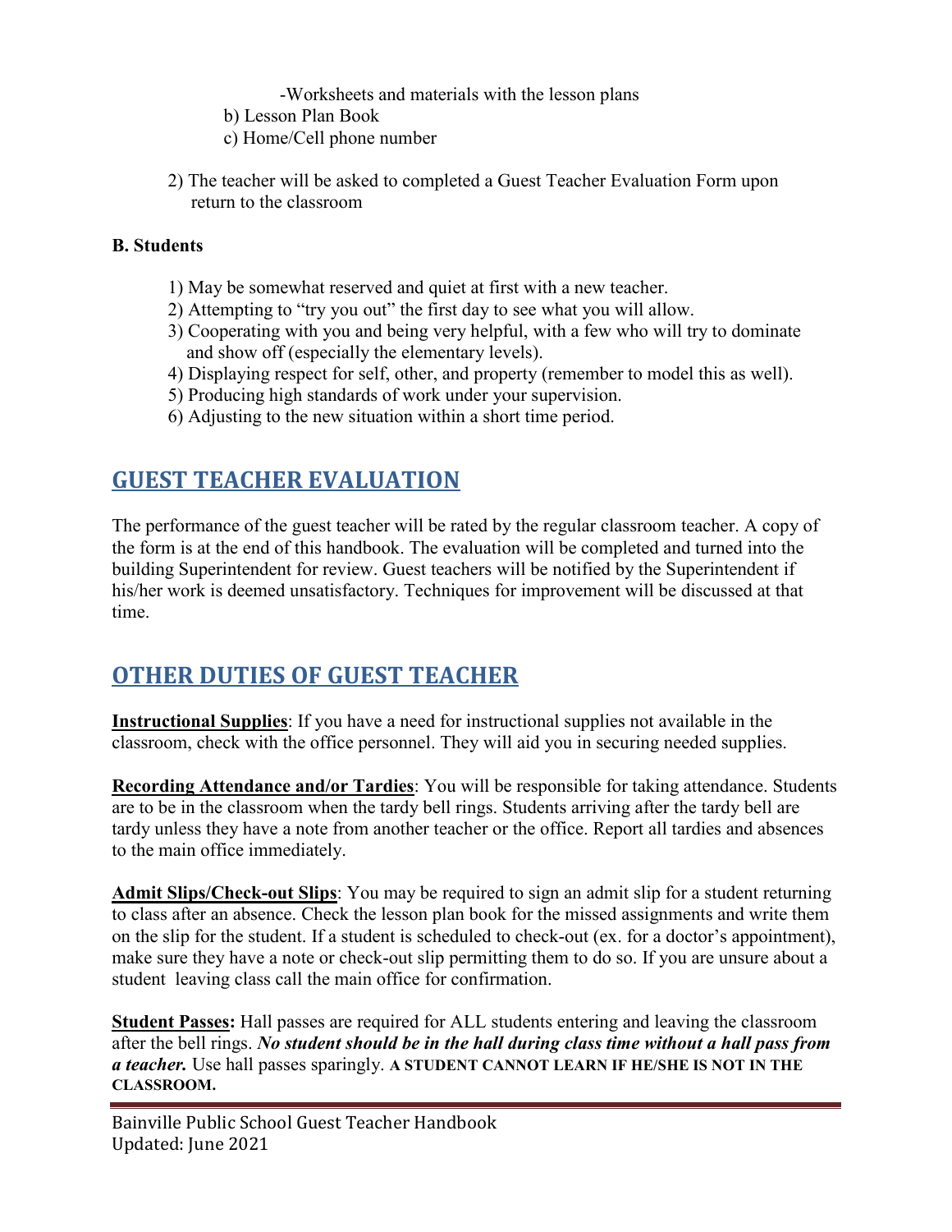-Worksheets and materials with the lesson plans

b) Lesson Plan Book

c) Home/Cell phone number

2) The teacher will be asked to completed a Guest Teacher Evaluation Form upon return to the classroom

**B. Students**

1) May be somewhat reserved and quiet at first with a new teacher.
2) Attempting to "try you out" the first day to see what you will allow.
3) Cooperating with you and being very helpful, with a few who will try to dominate and show off (especially the elementary levels).
4) Displaying respect for self, other, and property (remember to model this as well).
5) Producing high standards of work under your supervision.
6) Adjusting to the new situation within a short time period.

## GUEST TEACHER EVALUATION

The performance of the guest teacher will be rated by the regular classroom teacher. A copy of the form is at the end of this handbook. The evaluation will be completed and turned into the building Superintendent for review. Guest teachers will be notified by the Superintendent if his/her work is deemed unsatisfactory. Techniques for improvement will be discussed at that time.

## OTHER DUTIES OF GUEST TEACHER

**Instructional Supplies**: If you have a need for instructional supplies not available in the classroom, check with the office personnel. They will aid you in securing needed supplies.

**Recording Attendance and/or Tardies**: You will be responsible for taking attendance. Students are to be in the classroom when the tardy bell rings. Students arriving after the tardy bell are tardy unless they have a note from another teacher or the office. Report all tardies and absences to the main office immediately.

**Admit Slips/Check-out Slips**: You may be required to sign an admit slip for a student returning to class after an absence. Check the lesson plan book for the missed assignments and write them on the slip for the student. If a student is scheduled to check-out (ex. for a doctor's appointment), make sure they have a note or check-out slip permitting them to do so. If you are unsure about a student leaving class call the main office for confirmation.

**Student Passes:** Hall passes are required for ALL students entering and leaving the classroom after the bell rings. ***No student should be in the hall during class time without a hall pass from a teacher.*** Use hall passes sparingly. **A STUDENT CANNOT LEARN IF HE/SHE IS NOT IN THE CLASSROOM.**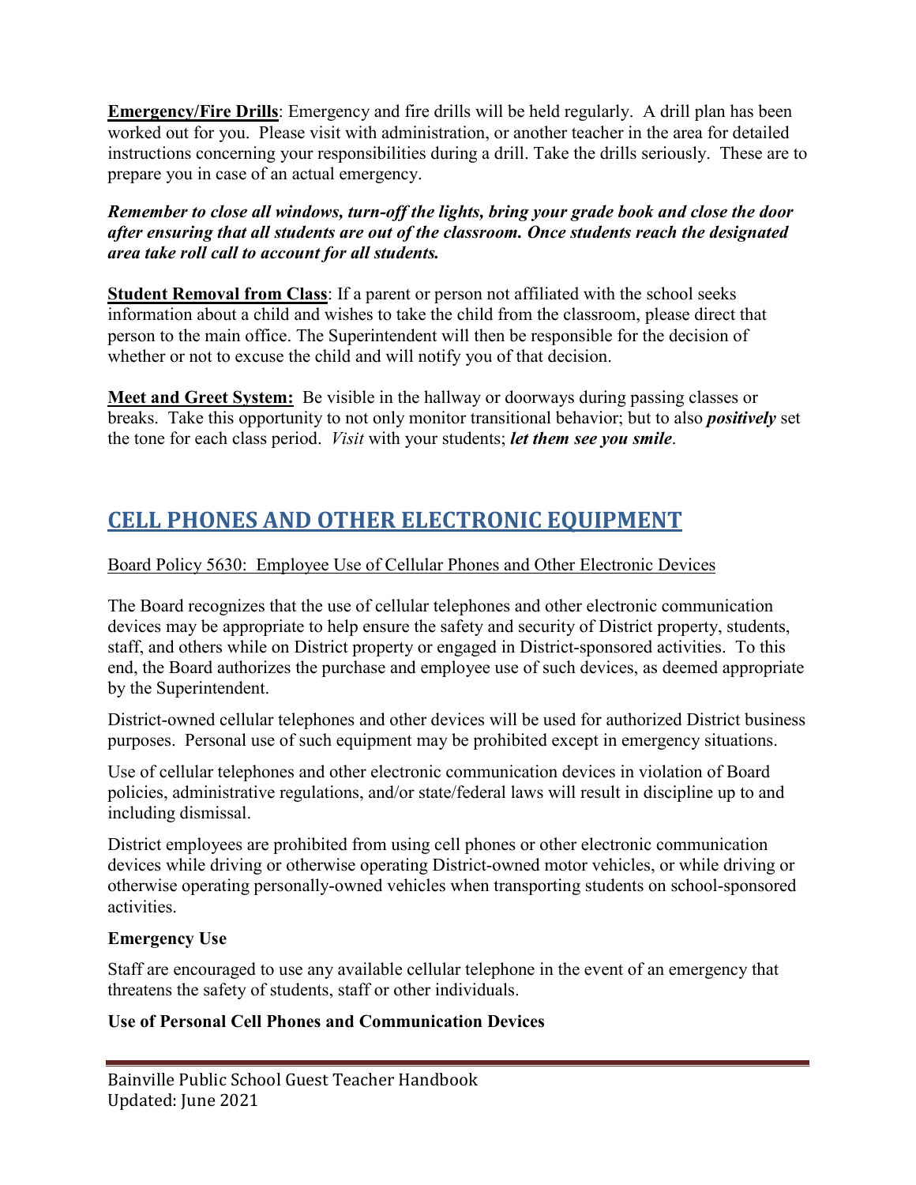**Emergency/Fire Drills**: Emergency and fire drills will be held regularly. A drill plan has been worked out for you. Please visit with administration, or another teacher in the area for detailed instructions concerning your responsibilities during a drill. Take the drills seriously. These are to prepare you in case of an actual emergency.

***Remember to close all windows, turn-off the lights, bring your grade book and close the door after ensuring that all students are out of the classroom. Once students reach the designated area take roll call to account for all students.***

**Student Removal from Class**: If a parent or person not affiliated with the school seeks information about a child and wishes to take the child from the classroom, please direct that person to the main office. The Superintendent will then be responsible for the decision of whether or not to excuse the child and will notify you of that decision.

**Meet and Greet System:** Be visible in the hallway or doorways during passing classes or breaks. Take this opportunity to not only monitor transitional behavior; but to also ***positively*** set the tone for each class period. *Visit* with your students; ***let them see you smile***.

## CELL PHONES AND OTHER ELECTRONIC EQUIPMENT

Board Policy 5630: Employee Use of Cellular Phones and Other Electronic Devices

The Board recognizes that the use of cellular telephones and other electronic communication devices may be appropriate to help ensure the safety and security of District property, students, staff, and others while on District property or engaged in District-sponsored activities. To this end, the Board authorizes the purchase and employee use of such devices, as deemed appropriate by the Superintendent.

District-owned cellular telephones and other devices will be used for authorized District business purposes. Personal use of such equipment may be prohibited except in emergency situations.

Use of cellular telephones and other electronic communication devices in violation of Board policies, administrative regulations, and/or state/federal laws will result in discipline up to and including dismissal.

District employees are prohibited from using cell phones or other electronic communication devices while driving or otherwise operating District-owned motor vehicles, or while driving or otherwise operating personally-owned vehicles when transporting students on school-sponsored activities.

**Emergency Use**

Staff are encouraged to use any available cellular telephone in the event of an emergency that threatens the safety of students, staff or other individuals.

**Use of Personal Cell Phones and Communication Devices**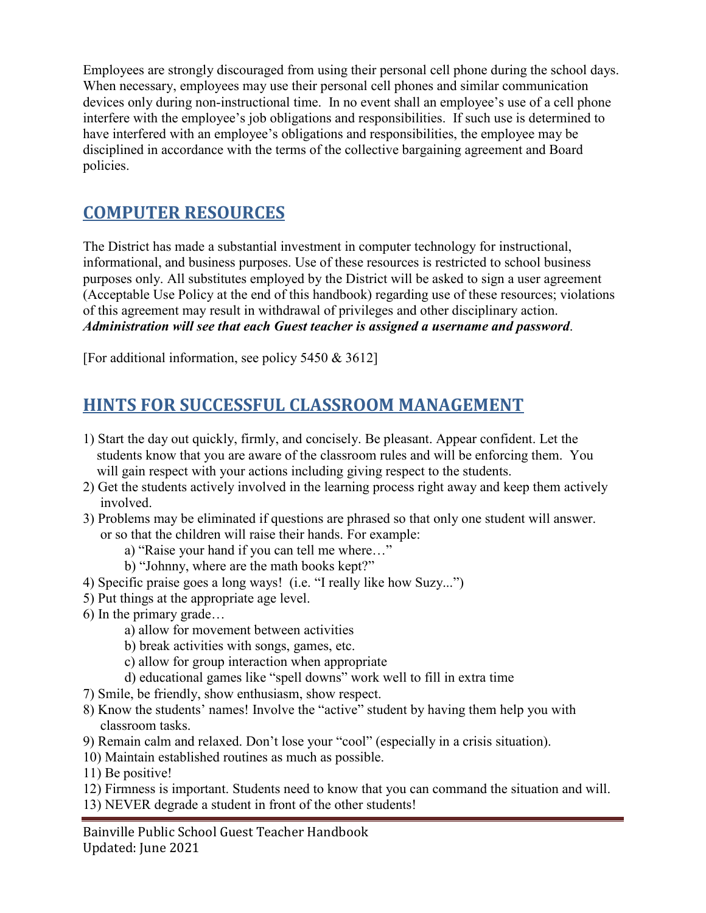Employees are strongly discouraged from using their personal cell phone during the school days. When necessary, employees may use their personal cell phones and similar communication devices only during non-instructional time. In no event shall an employee's use of a cell phone interfere with the employee's job obligations and responsibilities. If such use is determined to have interfered with an employee's obligations and responsibilities, the employee may be disciplined in accordance with the terms of the collective bargaining agreement and Board policies.

## COMPUTER RESOURCES

The District has made a substantial investment in computer technology for instructional, informational, and business purposes. Use of these resources is restricted to school business purposes only. All substitutes employed by the District will be asked to sign a user agreement (Acceptable Use Policy at the end of this handbook) regarding use of these resources; violations of this agreement may result in withdrawal of privileges and other disciplinary action. ***Administration will see that each Guest teacher is assigned a username and password***.

[For additional information, see policy 5450 & 3612]

## HINTS FOR SUCCESSFUL CLASSROOM MANAGEMENT

1) Start the day out quickly, firmly, and concisely. Be pleasant. Appear confident. Let the students know that you are aware of the classroom rules and will be enforcing them. You will gain respect with your actions including giving respect to the students.
2) Get the students actively involved in the learning process right away and keep them actively involved.
3) Problems may be eliminated if questions are phrased so that only one student will answer. or so that the children will raise their hands. For example:
   a) "Raise your hand if you can tell me where…"
   b) "Johnny, where are the math books kept?"
4) Specific praise goes a long ways! (i.e. "I really like how Suzy...")
5) Put things at the appropriate age level.
6) In the primary grade…
   a) allow for movement between activities
   b) break activities with songs, games, etc.
   c) allow for group interaction when appropriate
   d) educational games like "spell downs" work well to fill in extra time
7) Smile, be friendly, show enthusiasm, show respect.
8) Know the students' names! Involve the "active" student by having them help you with classroom tasks.
9) Remain calm and relaxed. Don't lose your "cool" (especially in a crisis situation).
10) Maintain established routines as much as possible.
11) Be positive!
12) Firmness is important. Students need to know that you can command the situation and will.
13) NEVER degrade a student in front of the other students!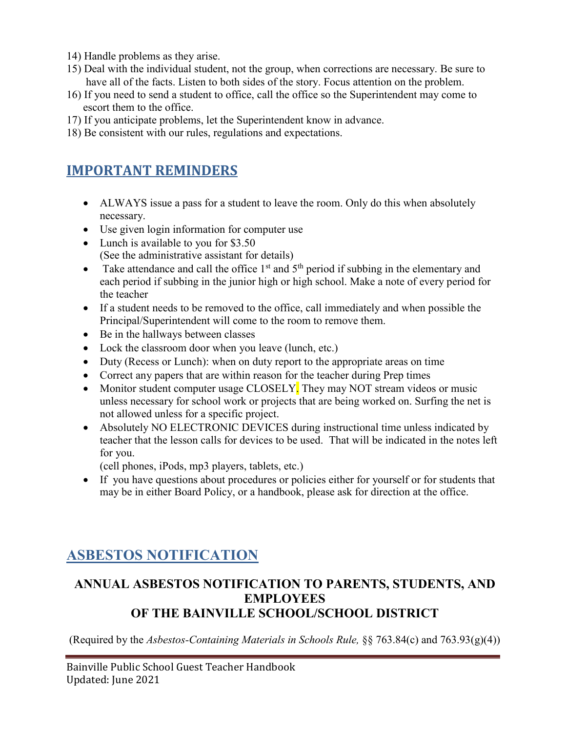14) Handle problems as they arise.
15) Deal with the individual student, not the group, when corrections are necessary. Be sure to have all of the facts. Listen to both sides of the story. Focus attention on the problem.
16) If you need to send a student to office, call the office so the Superintendent may come to escort them to the office.
17) If you anticipate problems, let the Superintendent know in advance.
18) Be consistent with our rules, regulations and expectations.

## IMPORTANT REMINDERS

- ALWAYS issue a pass for a student to leave the room. Only do this when absolutely necessary.
- Use given login information for computer use
- Lunch is available to you for $3.50 (See the administrative assistant for details)
- Take attendance and call the office 1st and 5th period if subbing in the elementary and each period if subbing in the junior high or high school. Make a note of every period for the teacher
- If a student needs to be removed to the office, call immediately and when possible the Principal/Superintendent will come to the room to remove them.
- Be in the hallways between classes
- Lock the classroom door when you leave (lunch, etc.)
- Duty (Recess or Lunch): when on duty report to the appropriate areas on time
- Correct any papers that are within reason for the teacher during Prep times
- Monitor student computer usage CLOSELY. They may NOT stream videos or music unless necessary for school work or projects that are being worked on. Surfing the net is not allowed unless for a specific project.
- Absolutely NO ELECTRONIC DEVICES during instructional time unless indicated by teacher that the lesson calls for devices to be used. That will be indicated in the notes left for you.
  (cell phones, iPods, mp3 players, tablets, etc.)
- If you have questions about procedures or policies either for yourself or for students that may be in either Board Policy, or a handbook, please ask for direction at the office.

## ASBESTOS NOTIFICATION

### ANNUAL ASBESTOS NOTIFICATION TO PARENTS, STUDENTS, AND EMPLOYEES OF THE BAINVILLE SCHOOL/SCHOOL DISTRICT

(Required by the *Asbestos-Containing Materials in Schools Rule,* §§ 763.84(c) and 763.93(g)(4))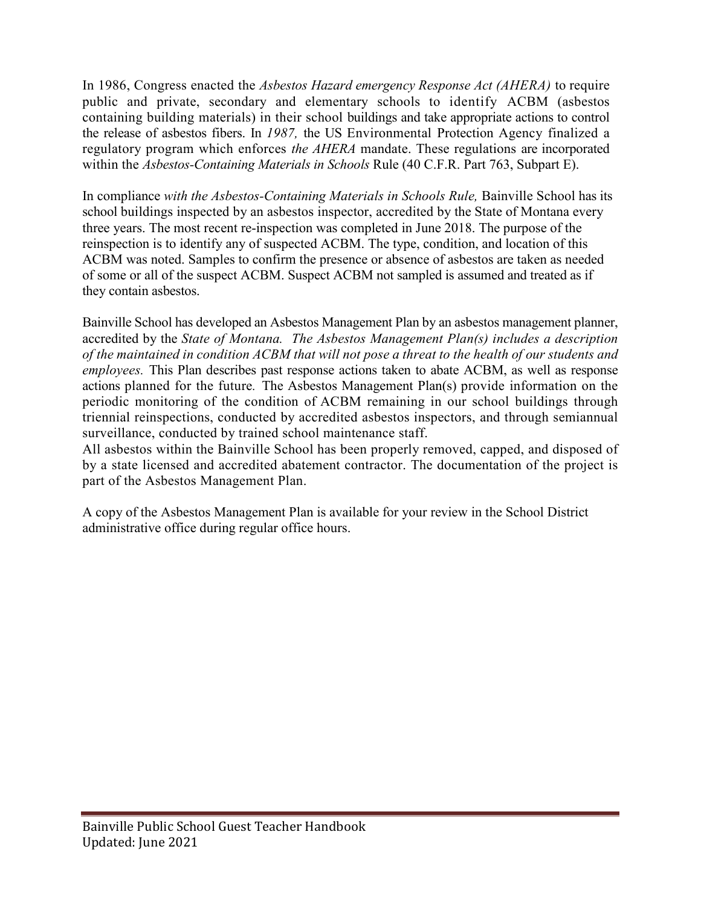In 1986, Congress enacted the *Asbestos Hazard emergency Response Act (AHERA)* to require public and private, secondary and elementary schools to identify ACBM (asbestos containing building materials) in their school buildings and take appropriate actions to control the release of asbestos fibers. In *1987,* the US Environmental Protection Agency finalized a regulatory program which enforces *the AHERA* mandate. These regulations are incorporated within the *Asbestos-Containing Materials in Schools* Rule (40 C.F.R. Part 763, Subpart E).

In compliance *with the Asbestos-Containing Materials in Schools Rule,* Bainville School has its school buildings inspected by an asbestos inspector, accredited by the State of Montana every three years. The most recent re-inspection was completed in June 2018. The purpose of the reinspection is to identify any of suspected ACBM. The type, condition, and location of this ACBM was noted. Samples to confirm the presence or absence of asbestos are taken as needed of some or all of the suspect ACBM. Suspect ACBM not sampled is assumed and treated as if they contain asbestos.

Bainville School has developed an Asbestos Management Plan by an asbestos management planner, accredited by the *State of Montana. The Asbestos Management Plan(s) includes a description of the maintained in condition ACBM that will not pose a threat to the health of our students and employees.* This Plan describes past response actions taken to abate ACBM, as well as response actions planned for the future. The Asbestos Management Plan(s) provide information on the periodic monitoring of the condition of ACBM remaining in our school buildings through triennial reinspections, conducted by accredited asbestos inspectors, and through semiannual surveillance, conducted by trained school maintenance staff.
All asbestos within the Bainville School has been properly removed, capped, and disposed of by a state licensed and accredited abatement contractor. The documentation of the project is part of the Asbestos Management Plan.

A copy of the Asbestos Management Plan is available for your review in the School District administrative office during regular office hours.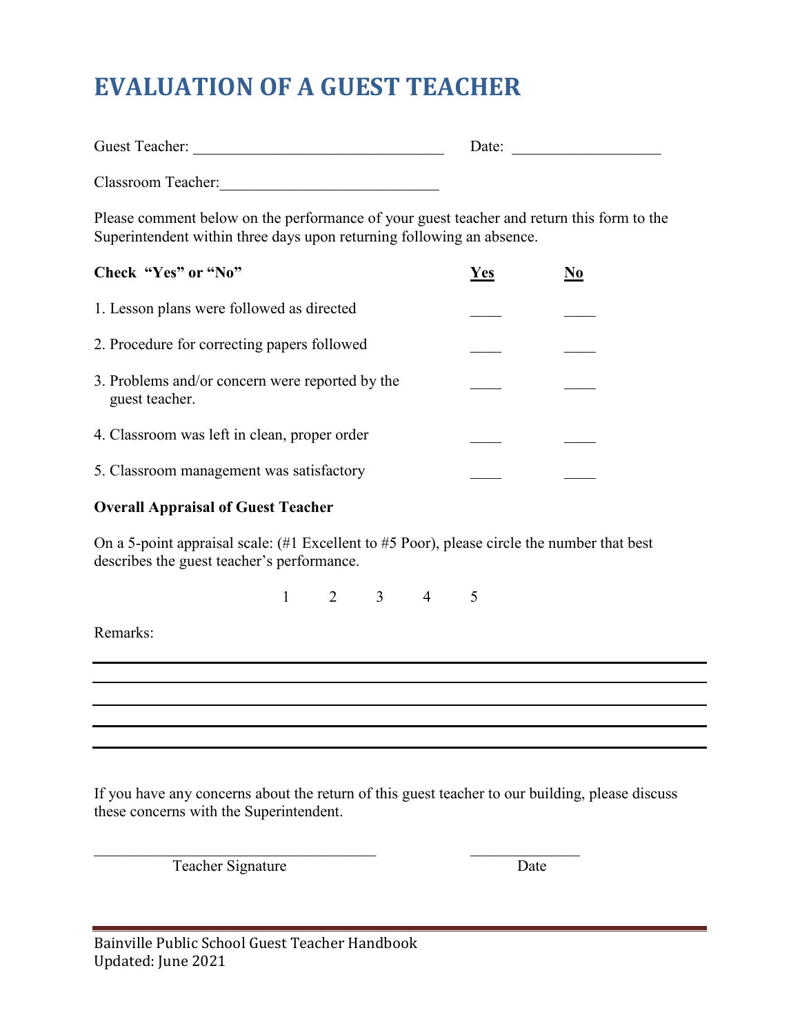# EVALUATION OF A GUEST TEACHER

Guest Teacher: ________________________________ Date: ___________________

Classroom Teacher:___________________________

Please comment below on the performance of your guest teacher and return this form to the Superintendent within three days upon returning following an absence.

| **Check "Yes" or "No"** | **Yes** | **No** |
|---|---|---|
| 1. Lesson plans were followed as directed | ____ | ____ |
| 2. Procedure for correcting papers followed | ____ | ____ |
| 3. Problems and/or concern were reported by the guest teacher. | ____ | ____ |
| 4. Classroom was left in clean, proper order | ____ | ____ |
| 5. Classroom management was satisfactory | ____ | ____ |

**Overall Appraisal of Guest Teacher**

On a 5-point appraisal scale: (#1 Excellent to #5 Poor), please circle the number that best describes the guest teacher's performance.

1 2 3 4 5

Remarks:

_______________________________________________________________________________

_______________________________________________________________________________

_______________________________________________________________________________

_______________________________________________________________________________

_______________________________________________________________________________

If you have any concerns about the return of this guest teacher to our building, please discuss these concerns with the Superintendent.

_____________________________________ ______________

Teacher Signature Date

Bainville Public School Guest Teacher Handbook
Updated: June 2021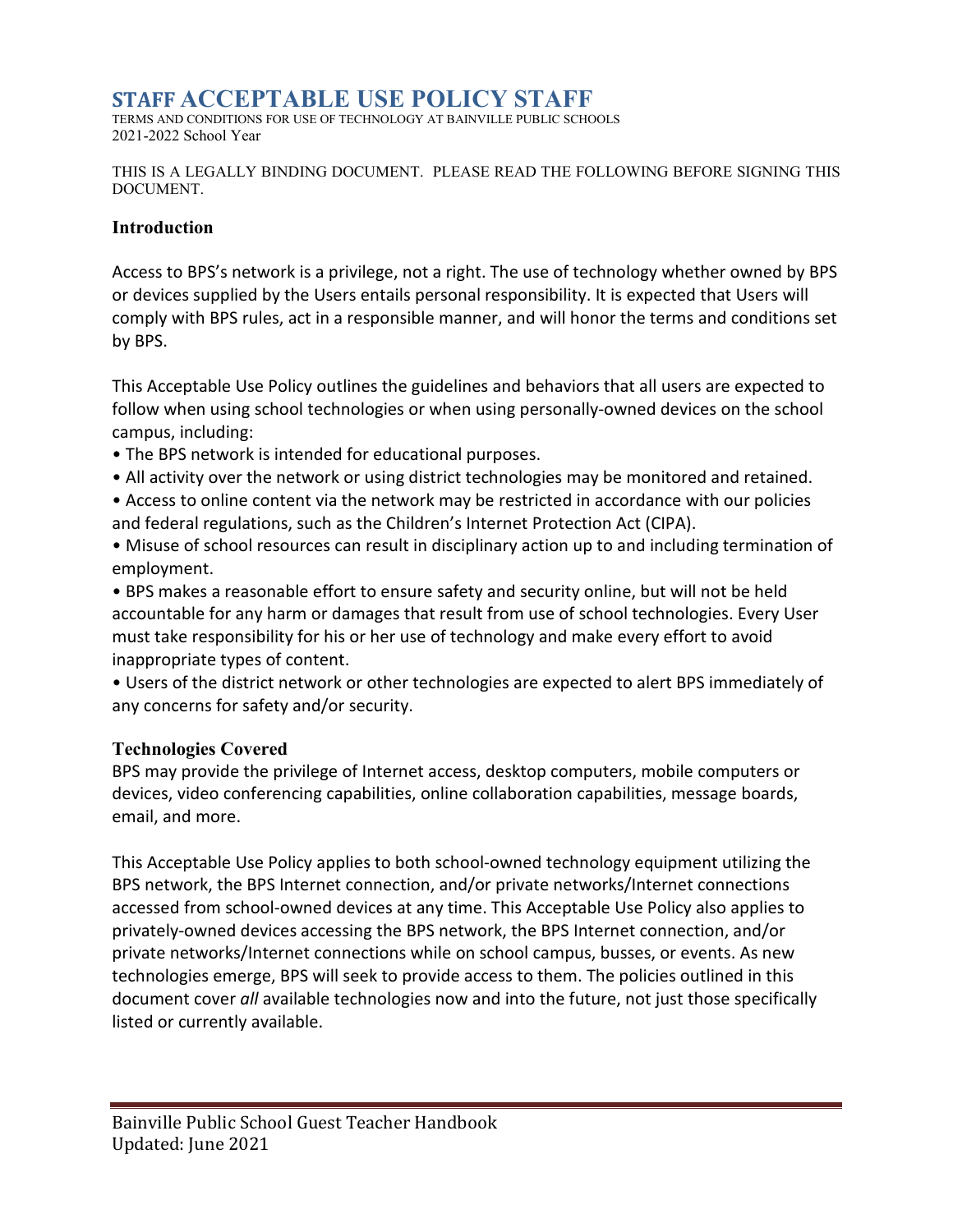# STAFF ACCEPTABLE USE POLICY STAFF

TERMS AND CONDITIONS FOR USE OF TECHNOLOGY AT BAINVILLE PUBLIC SCHOOLS
2021-2022 School Year

THIS IS A LEGALLY BINDING DOCUMENT. PLEASE READ THE FOLLOWING BEFORE SIGNING THIS DOCUMENT.

### Introduction

Access to BPS's network is a privilege, not a right. The use of technology whether owned by BPS or devices supplied by the Users entails personal responsibility. It is expected that Users will comply with BPS rules, act in a responsible manner, and will honor the terms and conditions set by BPS.

This Acceptable Use Policy outlines the guidelines and behaviors that all users are expected to follow when using school technologies or when using personally-owned devices on the school campus, including:

- The BPS network is intended for educational purposes.
- All activity over the network or using district technologies may be monitored and retained.
- Access to online content via the network may be restricted in accordance with our policies and federal regulations, such as the Children's Internet Protection Act (CIPA).
- Misuse of school resources can result in disciplinary action up to and including termination of employment.
- BPS makes a reasonable effort to ensure safety and security online, but will not be held accountable for any harm or damages that result from use of school technologies. Every User must take responsibility for his or her use of technology and make every effort to avoid inappropriate types of content.
- Users of the district network or other technologies are expected to alert BPS immediately of any concerns for safety and/or security.

### Technologies Covered

BPS may provide the privilege of Internet access, desktop computers, mobile computers or devices, video conferencing capabilities, online collaboration capabilities, message boards, email, and more.

This Acceptable Use Policy applies to both school-owned technology equipment utilizing the BPS network, the BPS Internet connection, and/or private networks/Internet connections accessed from school-owned devices at any time. This Acceptable Use Policy also applies to privately-owned devices accessing the BPS network, the BPS Internet connection, and/or private networks/Internet connections while on school campus, busses, or events. As new technologies emerge, BPS will seek to provide access to them. The policies outlined in this document cover *all* available technologies now and into the future, not just those specifically listed or currently available.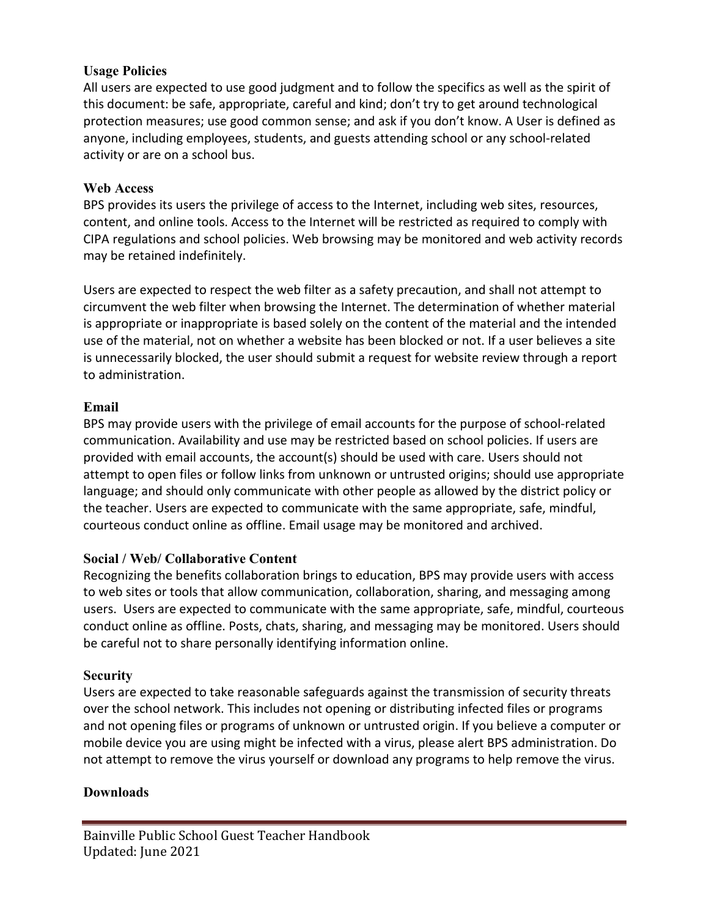### Usage Policies

All users are expected to use good judgment and to follow the specifics as well as the spirit of this document: be safe, appropriate, careful and kind; don't try to get around technological protection measures; use good common sense; and ask if you don't know. A User is defined as anyone, including employees, students, and guests attending school or any school-related activity or are on a school bus.

### Web Access

BPS provides its users the privilege of access to the Internet, including web sites, resources, content, and online tools. Access to the Internet will be restricted as required to comply with CIPA regulations and school policies. Web browsing may be monitored and web activity records may be retained indefinitely.

Users are expected to respect the web filter as a safety precaution, and shall not attempt to circumvent the web filter when browsing the Internet. The determination of whether material is appropriate or inappropriate is based solely on the content of the material and the intended use of the material, not on whether a website has been blocked or not. If a user believes a site is unnecessarily blocked, the user should submit a request for website review through a report to administration.

### Email

BPS may provide users with the privilege of email accounts for the purpose of school-related communication. Availability and use may be restricted based on school policies. If users are provided with email accounts, the account(s) should be used with care. Users should not attempt to open files or follow links from unknown or untrusted origins; should use appropriate language; and should only communicate with other people as allowed by the district policy or the teacher. Users are expected to communicate with the same appropriate, safe, mindful, courteous conduct online as offline. Email usage may be monitored and archived.

### Social / Web/ Collaborative Content

Recognizing the benefits collaboration brings to education, BPS may provide users with access to web sites or tools that allow communication, collaboration, sharing, and messaging among users. Users are expected to communicate with the same appropriate, safe, mindful, courteous conduct online as offline. Posts, chats, sharing, and messaging may be monitored. Users should be careful not to share personally identifying information online.

### Security

Users are expected to take reasonable safeguards against the transmission of security threats over the school network. This includes not opening or distributing infected files or programs and not opening files or programs of unknown or untrusted origin. If you believe a computer or mobile device you are using might be infected with a virus, please alert BPS administration. Do not attempt to remove the virus yourself or download any programs to help remove the virus.

### Downloads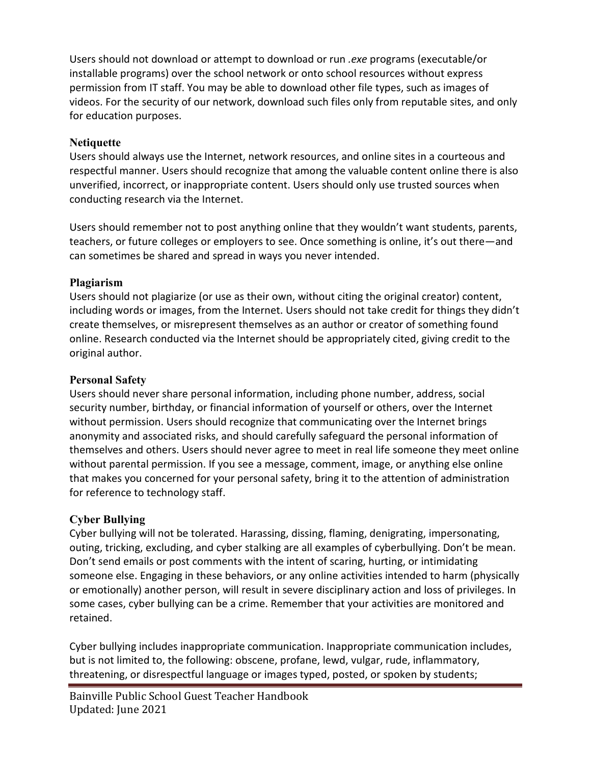Users should not download or attempt to download or run *.exe* programs (executable/or installable programs) over the school network or onto school resources without express permission from IT staff. You may be able to download other file types, such as images of videos. For the security of our network, download such files only from reputable sites, and only for education purposes.

### Netiquette

Users should always use the Internet, network resources, and online sites in a courteous and respectful manner. Users should recognize that among the valuable content online there is also unverified, incorrect, or inappropriate content. Users should only use trusted sources when conducting research via the Internet.

Users should remember not to post anything online that they wouldn't want students, parents, teachers, or future colleges or employers to see. Once something is online, it's out there—and can sometimes be shared and spread in ways you never intended.

### Plagiarism

Users should not plagiarize (or use as their own, without citing the original creator) content, including words or images, from the Internet. Users should not take credit for things they didn't create themselves, or misrepresent themselves as an author or creator of something found online. Research conducted via the Internet should be appropriately cited, giving credit to the original author.

### Personal Safety

Users should never share personal information, including phone number, address, social security number, birthday, or financial information of yourself or others, over the Internet without permission. Users should recognize that communicating over the Internet brings anonymity and associated risks, and should carefully safeguard the personal information of themselves and others. Users should never agree to meet in real life someone they meet online without parental permission. If you see a message, comment, image, or anything else online that makes you concerned for your personal safety, bring it to the attention of administration for reference to technology staff.

### Cyber Bullying

Cyber bullying will not be tolerated. Harassing, dissing, flaming, denigrating, impersonating, outing, tricking, excluding, and cyber stalking are all examples of cyberbullying. Don't be mean. Don't send emails or post comments with the intent of scaring, hurting, or intimidating someone else. Engaging in these behaviors, or any online activities intended to harm (physically or emotionally) another person, will result in severe disciplinary action and loss of privileges. In some cases, cyber bullying can be a crime. Remember that your activities are monitored and retained.

Cyber bullying includes inappropriate communication. Inappropriate communication includes, but is not limited to, the following: obscene, profane, lewd, vulgar, rude, inflammatory, threatening, or disrespectful language or images typed, posted, or spoken by students;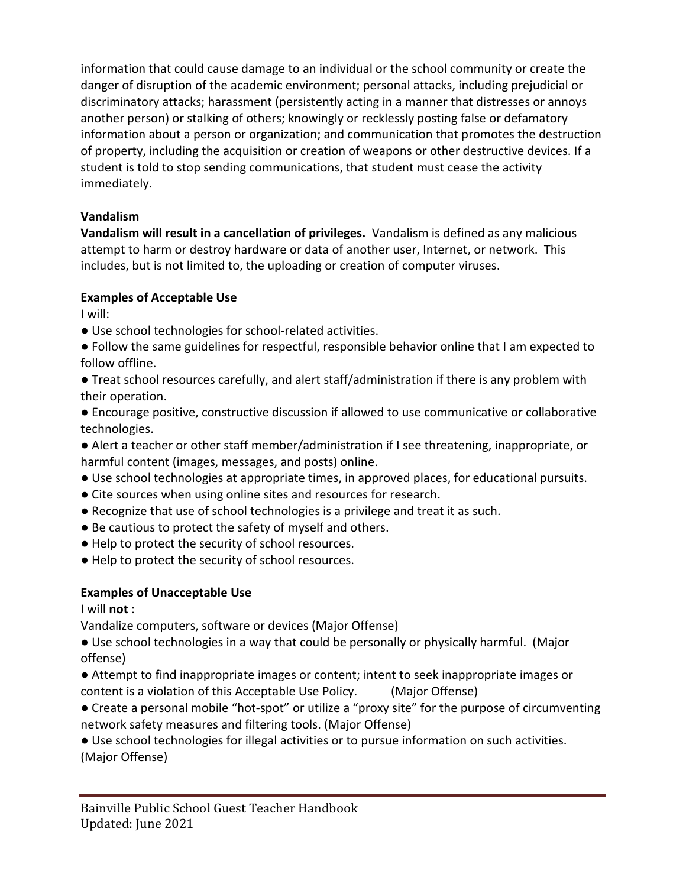information that could cause damage to an individual or the school community or create the danger of disruption of the academic environment; personal attacks, including prejudicial or discriminatory attacks; harassment (persistently acting in a manner that distresses or annoys another person) or stalking of others; knowingly or recklessly posting false or defamatory information about a person or organization; and communication that promotes the destruction of property, including the acquisition or creation of weapons or other destructive devices. If a student is told to stop sending communications, that student must cease the activity immediately.

**Vandalism**

**Vandalism will result in a cancellation of privileges.** Vandalism is defined as any malicious attempt to harm or destroy hardware or data of another user, Internet, or network. This includes, but is not limited to, the uploading or creation of computer viruses.

**Examples of Acceptable Use**

I will:

- Use school technologies for school-related activities.
- Follow the same guidelines for respectful, responsible behavior online that I am expected to follow offline.
- Treat school resources carefully, and alert staff/administration if there is any problem with their operation.
- Encourage positive, constructive discussion if allowed to use communicative or collaborative technologies.
- Alert a teacher or other staff member/administration if I see threatening, inappropriate, or harmful content (images, messages, and posts) online.
- Use school technologies at appropriate times, in approved places, for educational pursuits.
- Cite sources when using online sites and resources for research.
- Recognize that use of school technologies is a privilege and treat it as such.
- Be cautious to protect the safety of myself and others.
- Help to protect the security of school resources.
- Help to protect the security of school resources.

**Examples of Unacceptable Use**

I will **not** :

Vandalize computers, software or devices (Major Offense)

- Use school technologies in a way that could be personally or physically harmful. (Major offense)
- Attempt to find inappropriate images or content; intent to seek inappropriate images or content is a violation of this Acceptable Use Policy. (Major Offense)
- Create a personal mobile "hot-spot" or utilize a "proxy site" for the purpose of circumventing network safety measures and filtering tools. (Major Offense)
- Use school technologies for illegal activities or to pursue information on such activities. (Major Offense)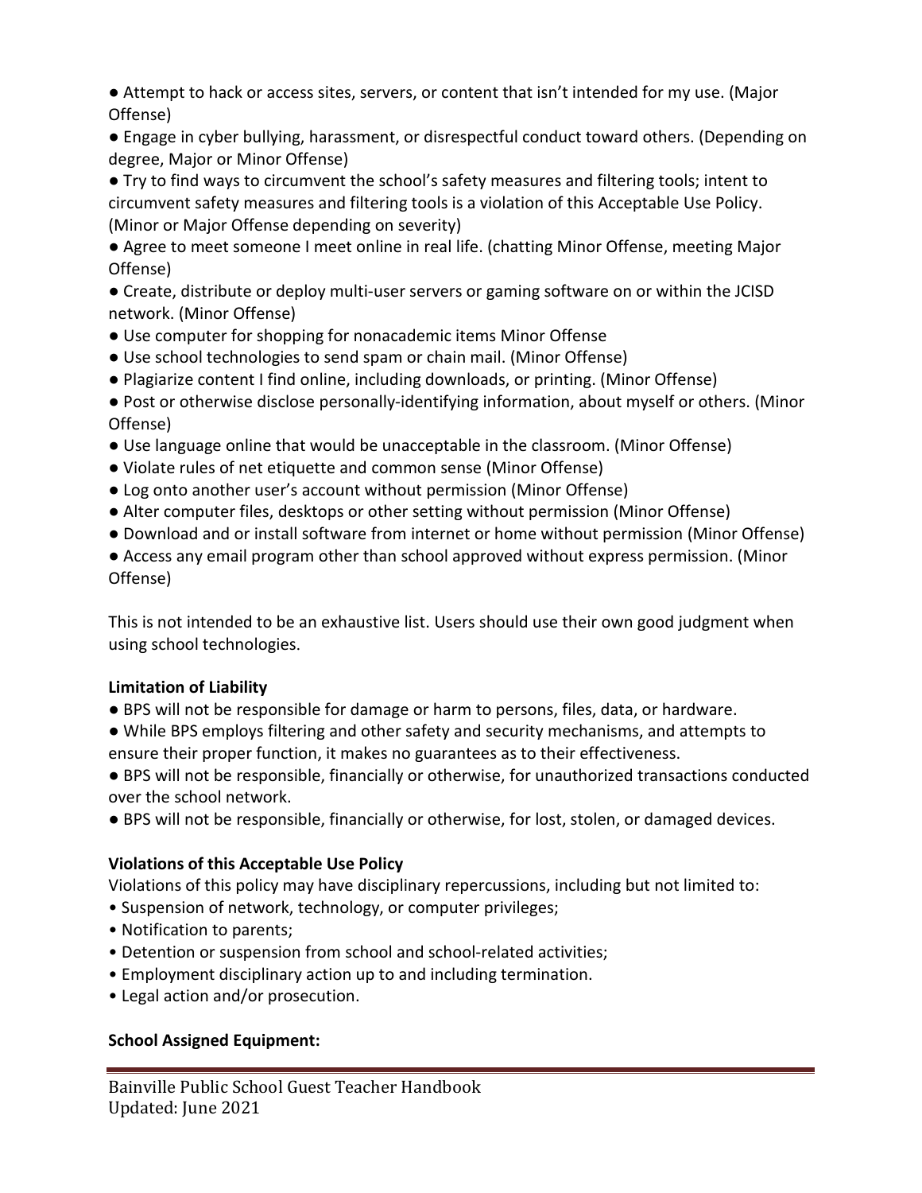- Attempt to hack or access sites, servers, or content that isn't intended for my use. (Major Offense)
- Engage in cyber bullying, harassment, or disrespectful conduct toward others. (Depending on degree, Major or Minor Offense)
- Try to find ways to circumvent the school's safety measures and filtering tools; intent to circumvent safety measures and filtering tools is a violation of this Acceptable Use Policy. (Minor or Major Offense depending on severity)
- Agree to meet someone I meet online in real life. (chatting Minor Offense, meeting Major Offense)
- Create, distribute or deploy multi-user servers or gaming software on or within the JCISD network. (Minor Offense)
- Use computer for shopping for nonacademic items Minor Offense
- Use school technologies to send spam or chain mail. (Minor Offense)
- Plagiarize content I find online, including downloads, or printing. (Minor Offense)
- Post or otherwise disclose personally-identifying information, about myself or others. (Minor Offense)
- Use language online that would be unacceptable in the classroom. (Minor Offense)
- Violate rules of net etiquette and common sense (Minor Offense)
- Log onto another user's account without permission (Minor Offense)
- Alter computer files, desktops or other setting without permission (Minor Offense)
- Download and or install software from internet or home without permission (Minor Offense)
- Access any email program other than school approved without express permission. (Minor Offense)

This is not intended to be an exhaustive list. Users should use their own good judgment when using school technologies.

**Limitation of Liability**

- BPS will not be responsible for damage or harm to persons, files, data, or hardware.
- While BPS employs filtering and other safety and security mechanisms, and attempts to ensure their proper function, it makes no guarantees as to their effectiveness.
- BPS will not be responsible, financially or otherwise, for unauthorized transactions conducted over the school network.
- BPS will not be responsible, financially or otherwise, for lost, stolen, or damaged devices.

**Violations of this Acceptable Use Policy**

Violations of this policy may have disciplinary repercussions, including but not limited to:

- Suspension of network, technology, or computer privileges;
- Notification to parents;
- Detention or suspension from school and school-related activities;
- Employment disciplinary action up to and including termination.
- Legal action and/or prosecution.

**School Assigned Equipment:**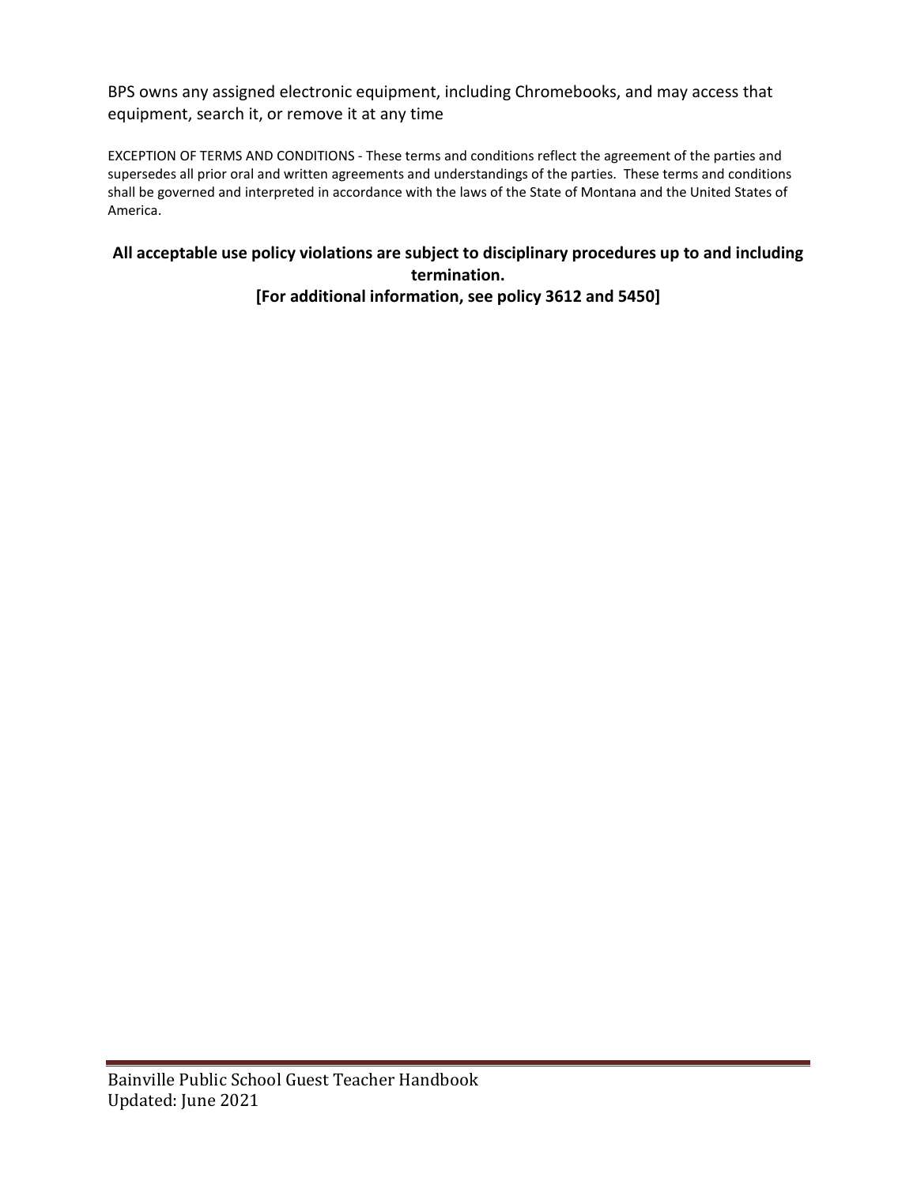BPS owns any assigned electronic equipment, including Chromebooks, and may access that equipment, search it, or remove it at any time

EXCEPTION OF TERMS AND CONDITIONS - These terms and conditions reflect the agreement of the parties and supersedes all prior oral and written agreements and understandings of the parties. These terms and conditions shall be governed and interpreted in accordance with the laws of the State of Montana and the United States of America.

**All acceptable use policy violations are subject to disciplinary procedures up to and including termination.**

**[For additional information, see policy 3612 and 5450]**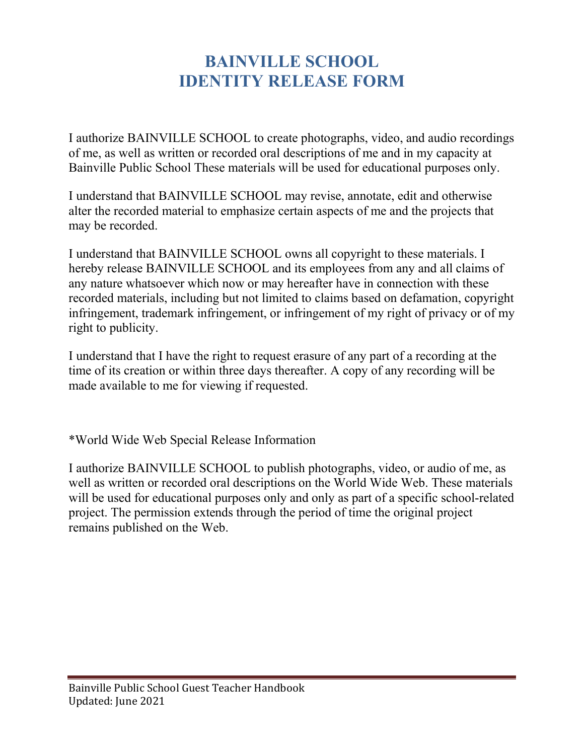# BAINVILLE SCHOOL
# IDENTITY RELEASE FORM

I authorize BAINVILLE SCHOOL to create photographs, video, and audio recordings of me, as well as written or recorded oral descriptions of me and in my capacity at Bainville Public School These materials will be used for educational purposes only.

I understand that BAINVILLE SCHOOL may revise, annotate, edit and otherwise alter the recorded material to emphasize certain aspects of me and the projects that may be recorded.

I understand that BAINVILLE SCHOOL owns all copyright to these materials. I hereby release BAINVILLE SCHOOL and its employees from any and all claims of any nature whatsoever which now or may hereafter have in connection with these recorded materials, including but not limited to claims based on defamation, copyright infringement, trademark infringement, or infringement of my right of privacy or of my right to publicity.

I understand that I have the right to request erasure of any part of a recording at the time of its creation or within three days thereafter. A copy of any recording will be made available to me for viewing if requested.

*World Wide Web Special Release Information

I authorize BAINVILLE SCHOOL to publish photographs, video, or audio of me, as well as written or recorded oral descriptions on the World Wide Web. These materials will be used for educational purposes only and only as part of a specific school-related project. The permission extends through the period of time the original project remains published on the Web.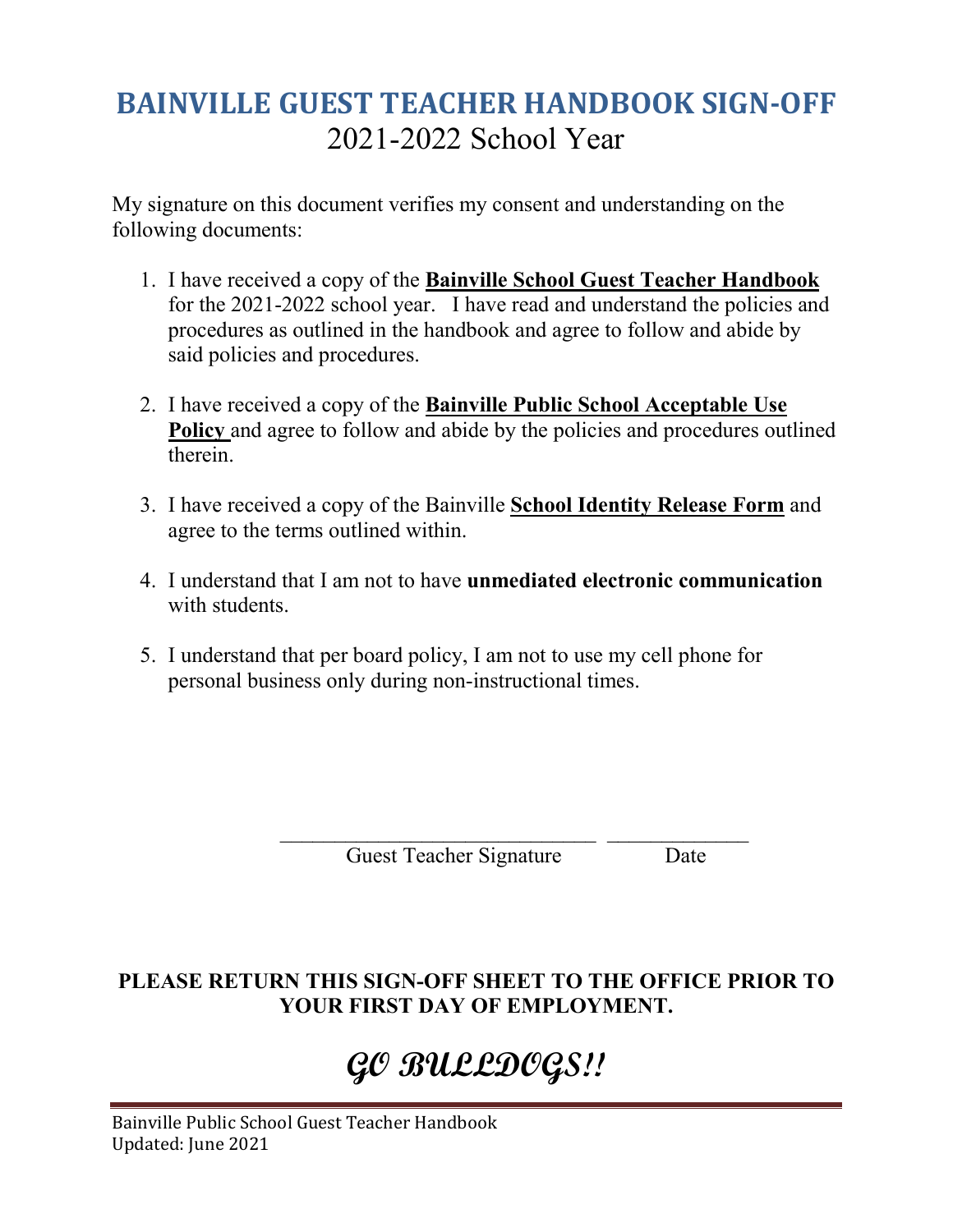# BAINVILLE GUEST TEACHER HANDBOOK SIGN-OFF

2021-2022 School Year

My signature on this document verifies my consent and understanding on the following documents:

1. I have received a copy of the **Bainville School Guest Teacher Handbook** for the 2021-2022 school year. I have read and understand the policies and procedures as outlined in the handbook and agree to follow and abide by said policies and procedures.

2. I have received a copy of the **Bainville Public School Acceptable Use Policy** and agree to follow and abide by the policies and procedures outlined therein.

3. I have received a copy of the Bainville **School Identity Release Form** and agree to the terms outlined within.

4. I understand that I am not to have **unmediated electronic communication** with students.

5. I understand that per board policy, I am not to use my cell phone for personal business only during non-instructional times.

_____________________________ _____________

Guest Teacher Signature Date

**PLEASE RETURN THIS SIGN-OFF SHEET TO THE OFFICE PRIOR TO YOUR FIRST DAY OF EMPLOYMENT.**

***GO BULLDOGS!!***